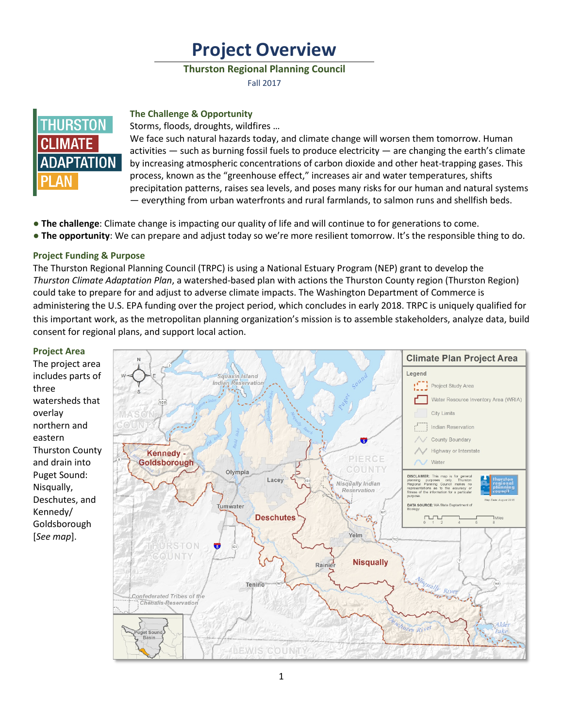# Project Overview

**Thurston Regional Planning Council**

Fall 2017

THURSTON CLIMATE ADAPTATION PLAN

### The Challenge & Opportunity

Storms, floods, droughts, wildfires …

We face such natural hazards today, and climate change will worsen them tomorrow. Human activities — such as burning fossil fuels to produce electricity — are changing the earth's climate by increasing atmospheric concentrations of carbon dioxide and other heat-trapping gases. This process, known as the "greenhouse effect," increases air and water temperatures, shifts precipitation patterns, raises sea levels, and poses many risks for our human and natural systems — everything from urban waterfronts and rural farmlands, to salmon runs and shellfish beds.

- **The challenge**: Climate change is impacting our quality of life and will continue to for generations to come.
- **The opportunity**: We can prepare and adjust today so we're more resilient tomorrow. It's the responsible thing to do.

### Project Funding & Purpose

The Thurston Regional Planning Council (TRPC) is using a National Estuary Program (NEP) grant to develop the *Thurston Climate Adaptation Plan*, a watershed-based plan with actions the Thurston County region (Thurston Region) could take to prepare for and adjust to adverse climate impacts. The Washington Department of Commerce is administering the U.S. EPA funding over the project period, which concludes in early 2018. TRPC is uniquely qualified for this important work, as the metropolitan planning organization's mission is to assemble stakeholders, analyze data, build consent for regional plans, and support local action.

### Project Area

The project area includes parts of three watersheds that overlay northern and eastern Thurston County and drain into Puget Sound: Nisqually, Deschutes, and Kennedy/Goldsborough [*See map*].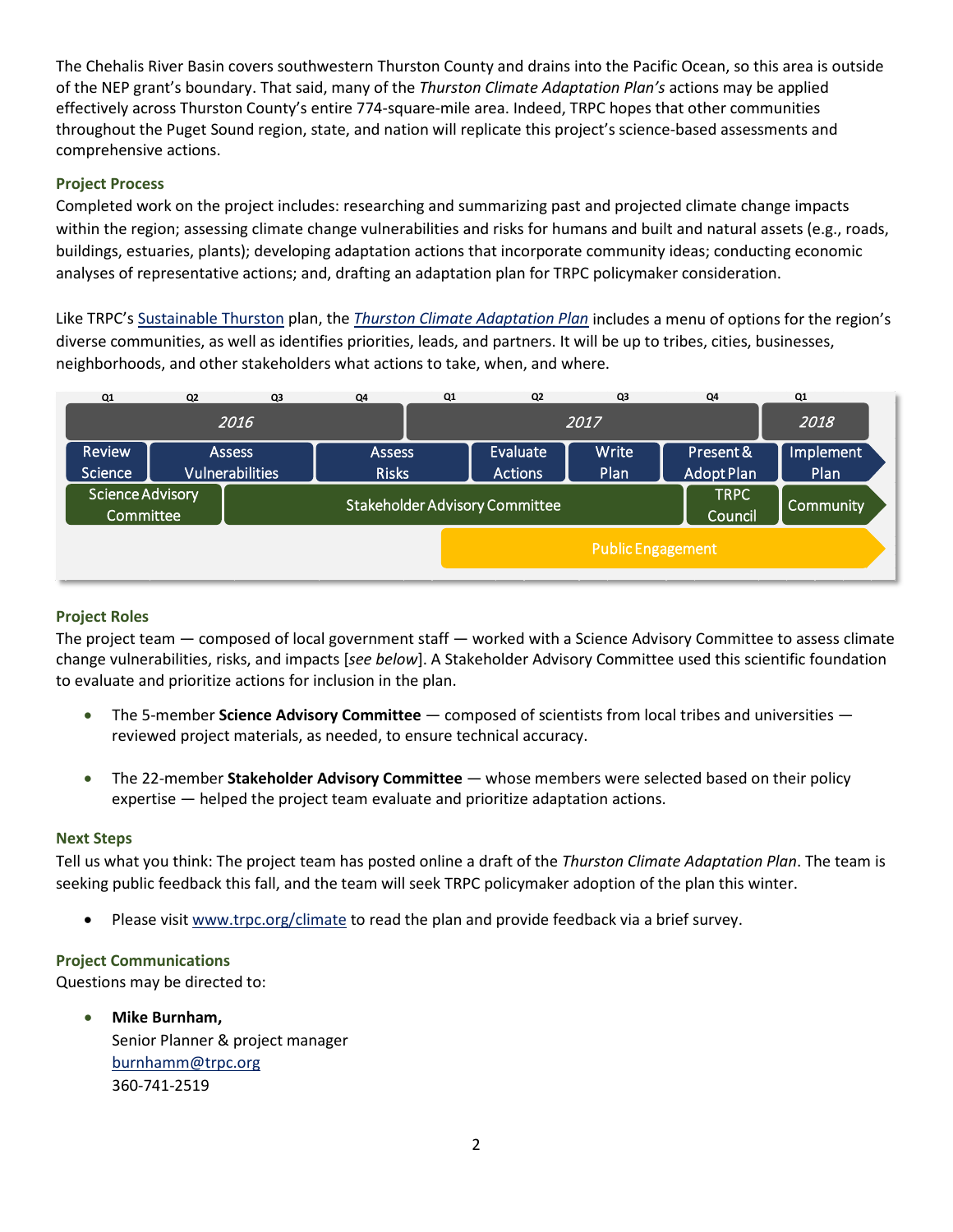The Chehalis River Basin covers southwestern Thurston County and drains into the Pacific Ocean, so this area is outside of the NEP grant's boundary. That said, many of the *Thurston Climate Adaptation Plan's* actions may be applied effectively across Thurston County's entire 774-square-mile area. Indeed, TRPC hopes that other communities throughout the Puget Sound region, state, and nation will replicate this project's science-based assessments and comprehensive actions.

### Project Process

Completed work on the project includes: researching and summarizing past and projected climate change impacts within the region; assessing climate change vulnerabilities and risks for humans and built and natural assets (e.g., roads, buildings, estuaries, plants); developing adaptation actions that incorporate community ideas; conducting economic analyses of representative actions; and, drafting an adaptation plan for TRPC policymaker consideration.

Like TRPC's Sustainable Thurston plan, the *Thurston Climate Adaptation Plan* includes a menu of options for the region's diverse communities, as well as identifies priorities, leads, and partners. It will be up to tribes, cities, businesses, neighborhoods, and other stakeholders what actions to take, when, and where.

Q1 Q2 Q3 Q4 Q1 Q2 Q3 Q4 Q1

2016 2017 2018

Review Science
Assess Vulnerabilities
Assess Risks
Evaluate Actions
Write Plan
Present & Adopt Plan
Implement Plan

Science Advisory Committee
Stakeholder Advisory Committee
TRPC Council
Community

Public Engagement

### Project Roles

The project team — composed of local government staff — worked with a Science Advisory Committee to assess climate change vulnerabilities, risks, and impacts [*see below*]. A Stakeholder Advisory Committee used this scientific foundation to evaluate and prioritize actions for inclusion in the plan.

- The 5-member **Science Advisory Committee** — composed of scientists from local tribes and universities — reviewed project materials, as needed, to ensure technical accuracy.
- The 22-member **Stakeholder Advisory Committee** — whose members were selected based on their policy expertise — helped the project team evaluate and prioritize adaptation actions.

### Next Steps

Tell us what you think: The project team has posted online a draft of the *Thurston Climate Adaptation Plan*. The team is seeking public feedback this fall, and the team will seek TRPC policymaker adoption of the plan this winter.

- Please visit www.trpc.org/climate to read the plan and provide feedback via a brief survey.

### Project Communications

Questions may be directed to:

- **Mike Burnham,**
  Senior Planner & project manager
  burnhamm@trpc.org
  360-741-2519